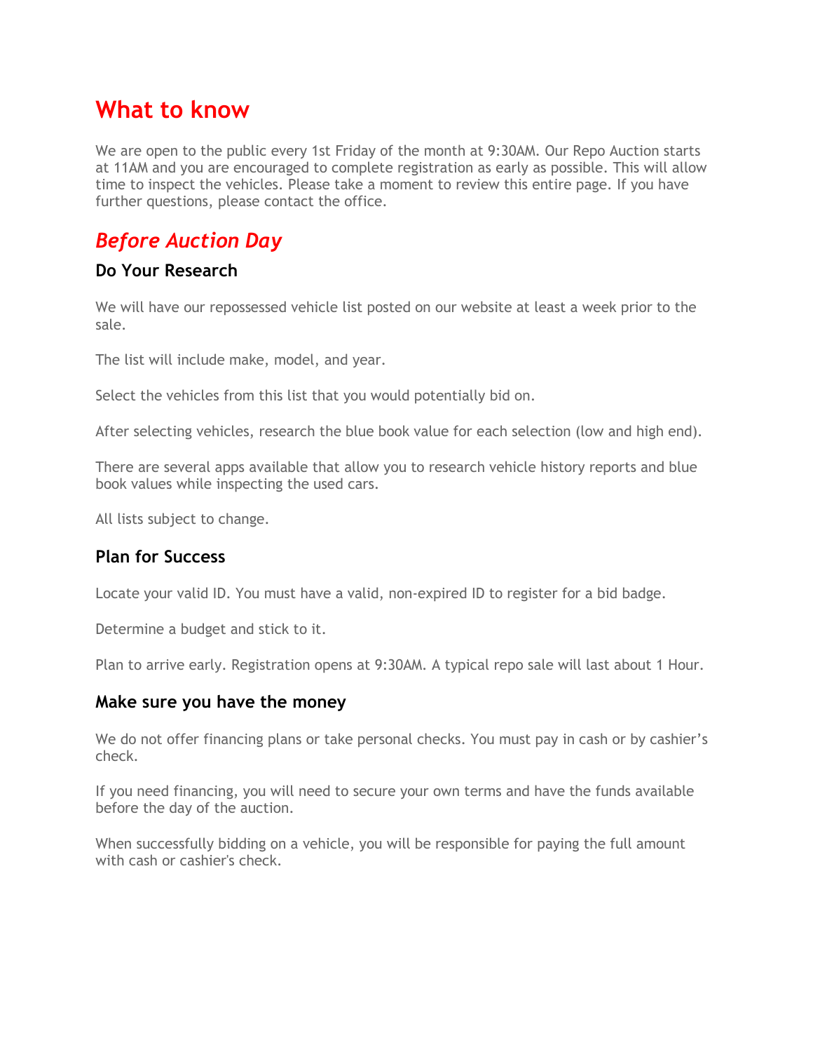# What to know

We are open to the public every 1st Friday of the month at 9:30AM. Our Repo Auction starts at 11AM and you are encouraged to complete registration as early as possible. This will allow time to inspect the vehicles. Please take a moment to review this entire page. If you have further questions, please contact the office.

## *Before Auction Day*

### Do Your Research

We will have our repossessed vehicle list posted on our website at least a week prior to the sale.

The list will include make, model, and year.

Select the vehicles from this list that you would potentially bid on.

After selecting vehicles, research the blue book value for each selection (low and high end).

There are several apps available that allow you to research vehicle history reports and blue book values while inspecting the used cars.

All lists subject to change.

### Plan for Success

Locate your valid ID. You must have a valid, non-expired ID to register for a bid badge.

Determine a budget and stick to it.

Plan to arrive early. Registration opens at 9:30AM. A typical repo sale will last about 1 Hour.

### Make sure you have the money

We do not offer financing plans or take personal checks. You must pay in cash or by cashier's check.

If you need financing, you will need to secure your own terms and have the funds available before the day of the auction.

When successfully bidding on a vehicle, you will be responsible for paying the full amount with cash or cashier's check.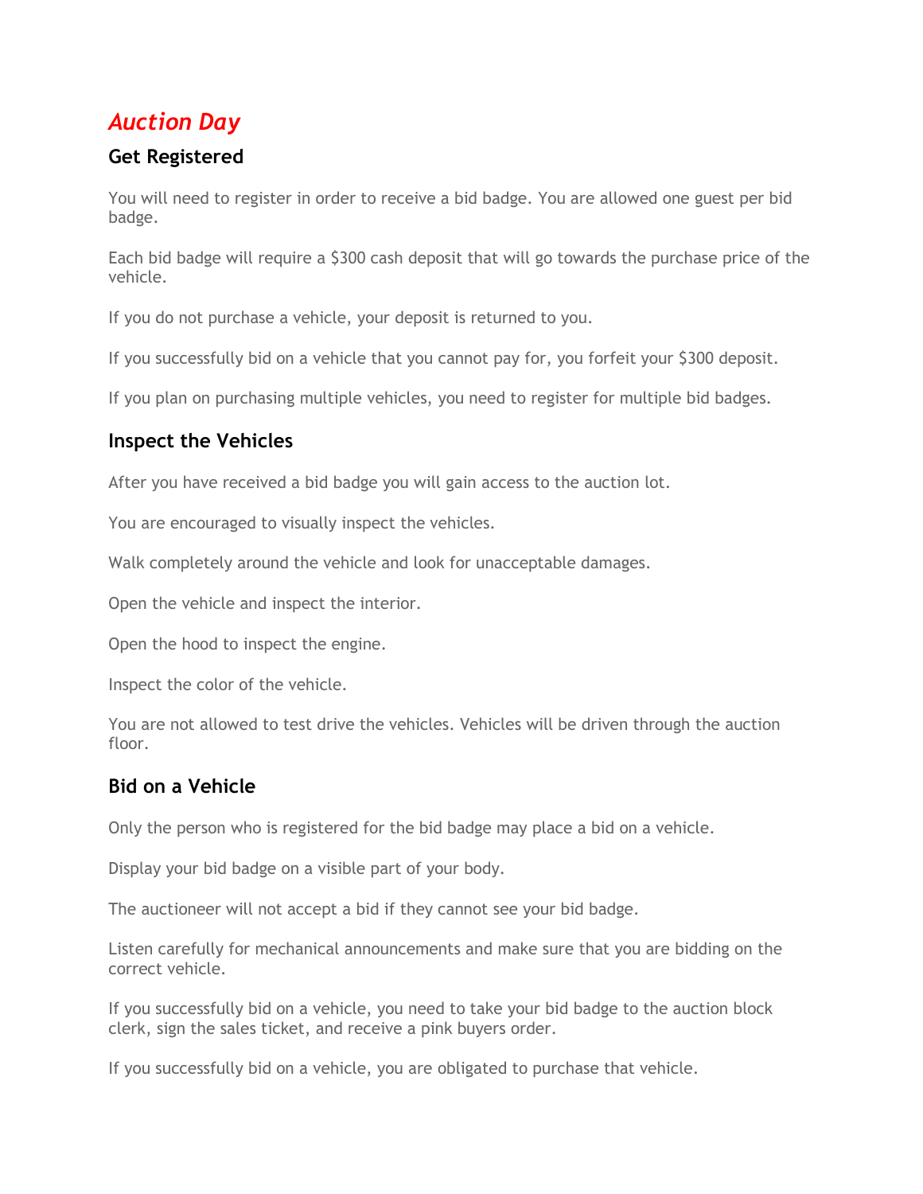# *Auction Day*

## Get Registered

You will need to register in order to receive a bid badge. You are allowed one guest per bid badge.

Each bid badge will require a $300 cash deposit that will go towards the purchase price of the vehicle.

If you do not purchase a vehicle, your deposit is returned to you.

If you successfully bid on a vehicle that you cannot pay for, you forfeit your $300 deposit.

If you plan on purchasing multiple vehicles, you need to register for multiple bid badges.

## Inspect the Vehicles

After you have received a bid badge you will gain access to the auction lot.

You are encouraged to visually inspect the vehicles.

Walk completely around the vehicle and look for unacceptable damages.

Open the vehicle and inspect the interior.

Open the hood to inspect the engine.

Inspect the color of the vehicle.

You are not allowed to test drive the vehicles. Vehicles will be driven through the auction floor.

## Bid on a Vehicle

Only the person who is registered for the bid badge may place a bid on a vehicle.

Display your bid badge on a visible part of your body.

The auctioneer will not accept a bid if they cannot see your bid badge.

Listen carefully for mechanical announcements and make sure that you are bidding on the correct vehicle.

If you successfully bid on a vehicle, you need to take your bid badge to the auction block clerk, sign the sales ticket, and receive a pink buyers order.

If you successfully bid on a vehicle, you are obligated to purchase that vehicle.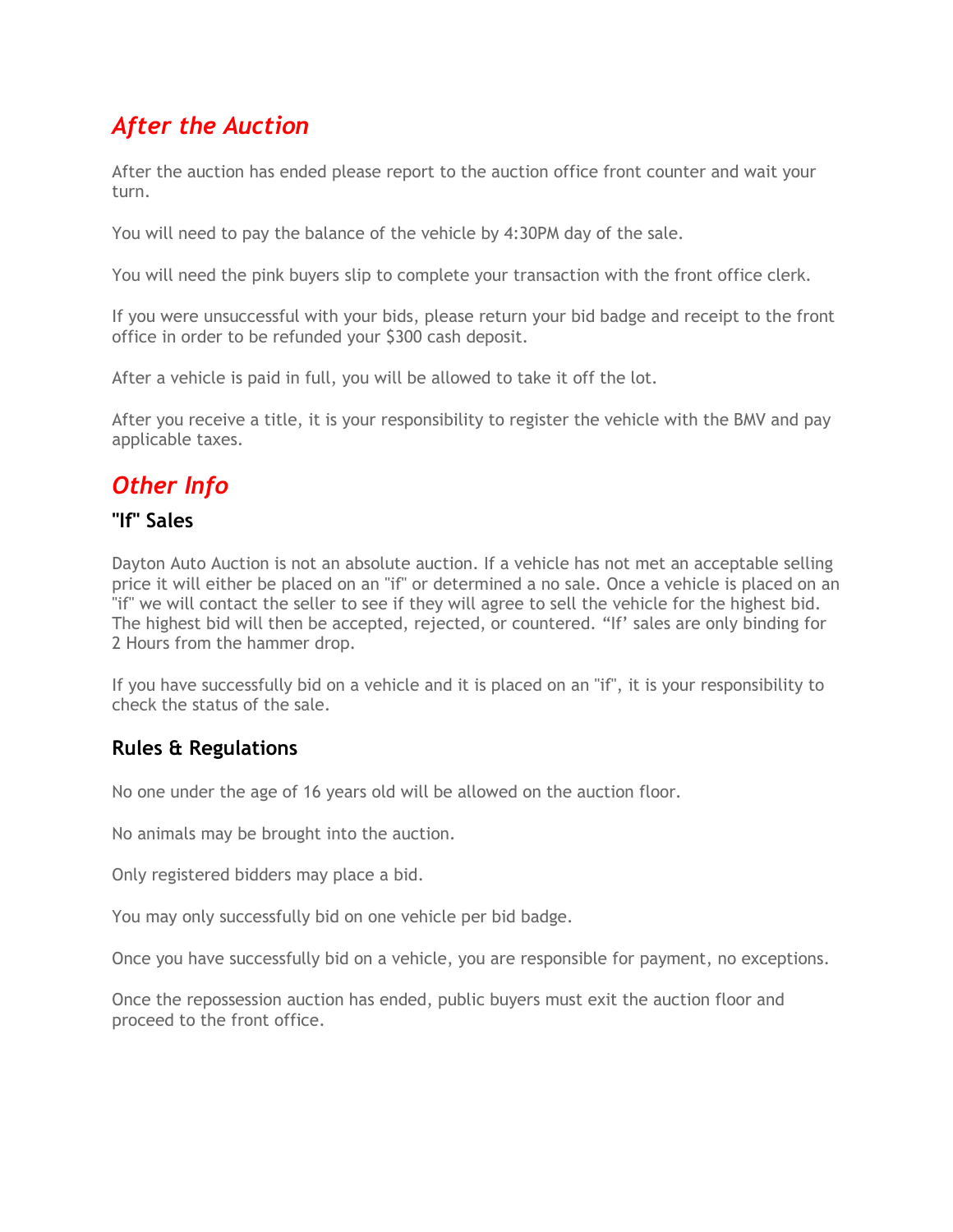## *After the Auction*

After the auction has ended please report to the auction office front counter and wait your turn.

You will need to pay the balance of the vehicle by 4:30PM day of the sale.

You will need the pink buyers slip to complete your transaction with the front office clerk.

If you were unsuccessful with your bids, please return your bid badge and receipt to the front office in order to be refunded your $300 cash deposit.

After a vehicle is paid in full, you will be allowed to take it off the lot.

After you receive a title, it is your responsibility to register the vehicle with the BMV and pay applicable taxes.

## *Other Info*

### "If" Sales

Dayton Auto Auction is not an absolute auction. If a vehicle has not met an acceptable selling price it will either be placed on an "if" or determined a no sale. Once a vehicle is placed on an "if" we will contact the seller to see if they will agree to sell the vehicle for the highest bid. The highest bid will then be accepted, rejected, or countered. “If’ sales are only binding for 2 Hours from the hammer drop.

If you have successfully bid on a vehicle and it is placed on an "if", it is your responsibility to check the status of the sale.

### Rules & Regulations

No one under the age of 16 years old will be allowed on the auction floor.

No animals may be brought into the auction.

Only registered bidders may place a bid.

You may only successfully bid on one vehicle per bid badge.

Once you have successfully bid on a vehicle, you are responsible for payment, no exceptions.

Once the repossession auction has ended, public buyers must exit the auction floor and proceed to the front office.